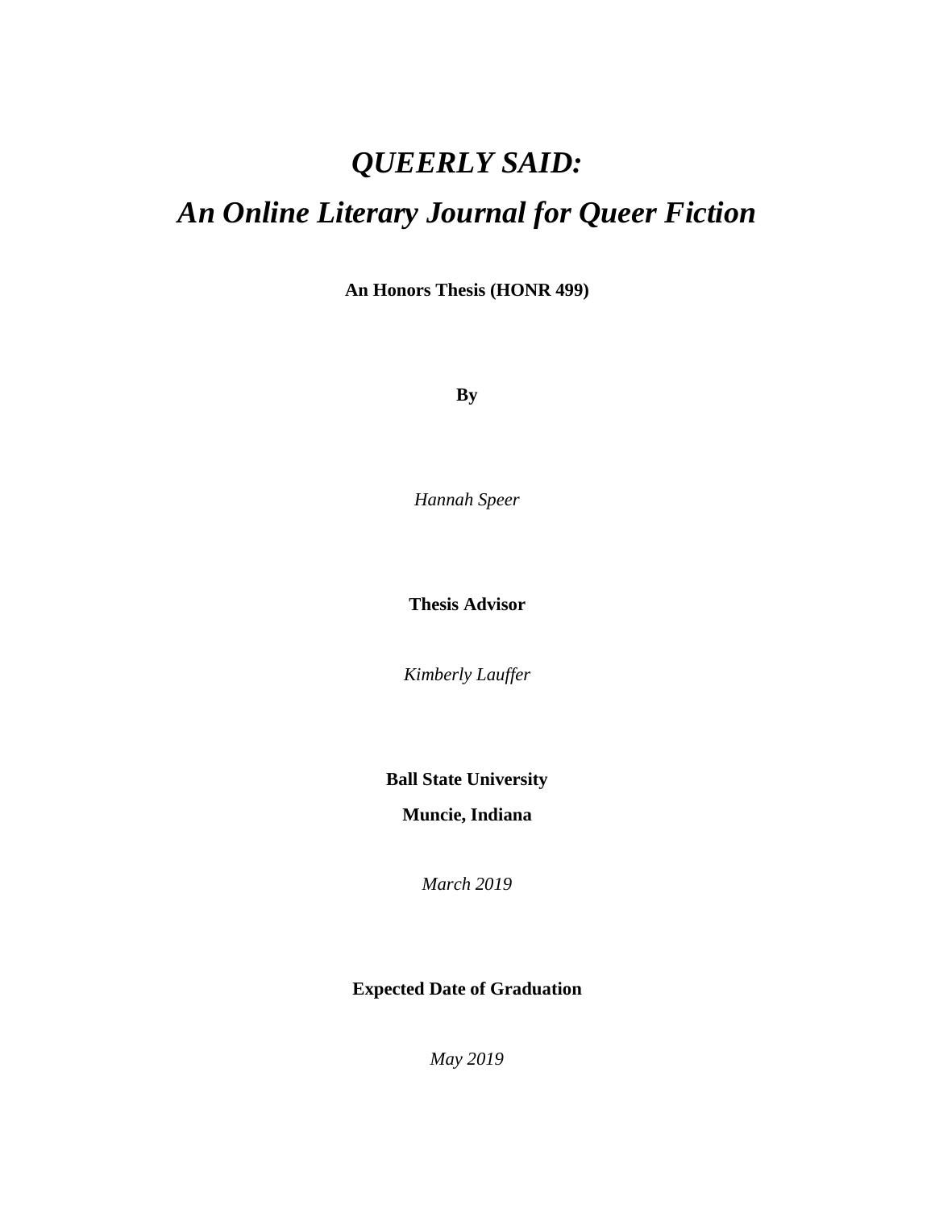# *QUEERLY SAID:*

# *An Online Literary Journal for Queer Fiction*

**An Honors Thesis (HONR 499)**

**By**

*Hannah Speer*

**Thesis Advisor**

*Kimberly Lauffer*

**Ball State University**

**Muncie, Indiana**

*March 2019*

**Expected Date of Graduation**

*May 2019*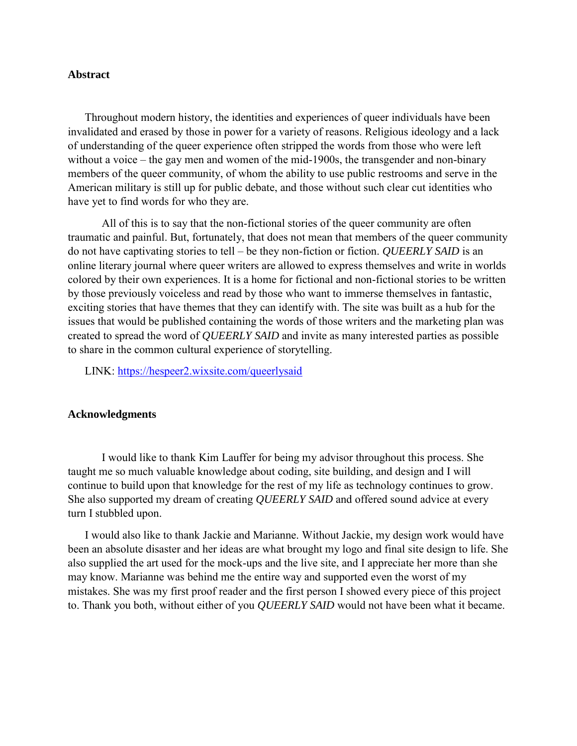## Abstract

Throughout modern history, the identities and experiences of queer individuals have been invalidated and erased by those in power for a variety of reasons. Religious ideology and a lack of understanding of the queer experience often stripped the words from those who were left without a voice – the gay men and women of the mid-1900s, the transgender and non-binary members of the queer community, of whom the ability to use public restrooms and serve in the American military is still up for public debate, and those without such clear cut identities who have yet to find words for who they are.

All of this is to say that the non-fictional stories of the queer community are often traumatic and painful. But, fortunately, that does not mean that members of the queer community do not have captivating stories to tell – be they non-fiction or fiction. *QUEERLY SAID* is an online literary journal where queer writers are allowed to express themselves and write in worlds colored by their own experiences. It is a home for fictional and non-fictional stories to be written by those previously voiceless and read by those who want to immerse themselves in fantastic, exciting stories that have themes that they can identify with. The site was built as a hub for the issues that would be published containing the words of those writers and the marketing plan was created to spread the word of *QUEERLY SAID* and invite as many interested parties as possible to share in the common cultural experience of storytelling.

LINK: [https://hespeer2.wixsite.com/queerlysaid](https://hespeer2.wixsite.com/queerlysaid)

## Acknowledgments

I would like to thank Kim Lauffer for being my advisor throughout this process. She taught me so much valuable knowledge about coding, site building, and design and I will continue to build upon that knowledge for the rest of my life as technology continues to grow. She also supported my dream of creating *QUEERLY SAID* and offered sound advice at every turn I stubbled upon.

I would also like to thank Jackie and Marianne. Without Jackie, my design work would have been an absolute disaster and her ideas are what brought my logo and final site design to life. She also supplied the art used for the mock-ups and the live site, and I appreciate her more than she may know. Marianne was behind me the entire way and supported even the worst of my mistakes. She was my first proof reader and the first person I showed every piece of this project to. Thank you both, without either of you *QUEERLY SAID* would not have been what it became.